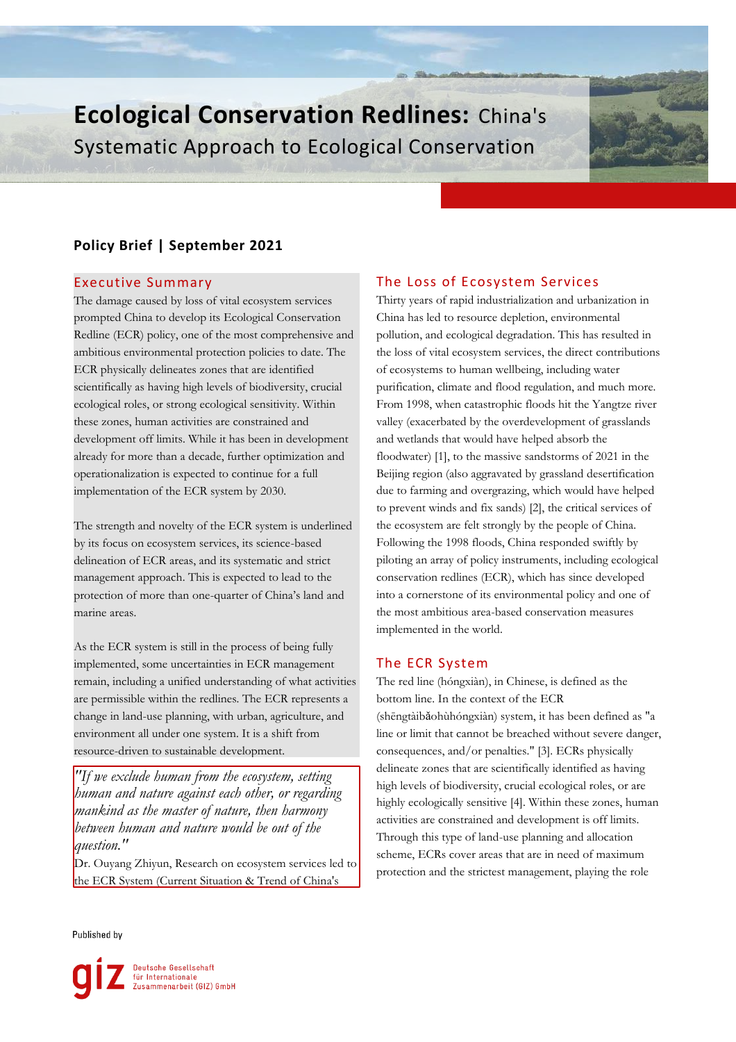# Ecological Conservation Redlines: China's Systematic Approach to Ecological Conservation

**Policy Brief | September 2021**

## Executive Summary

The damage caused by loss of vital ecosystem services prompted China to develop its Ecological Conservation Redline (ECR) policy, one of the most comprehensive and ambitious environmental protection policies to date. The ECR physically delineates zones that are identified scientifically as having high levels of biodiversity, crucial ecological roles, or strong ecological sensitivity. Within these zones, human activities are constrained and development off limits. While it has been in development already for more than a decade, further optimization and operationalization is expected to continue for a full implementation of the ECR system by 2030.

The strength and novelty of the ECR system is underlined by its focus on ecosystem services, its science-based delineation of ECR areas, and its systematic and strict management approach. This is expected to lead to the protection of more than one-quarter of China's land and marine areas.

As the ECR system is still in the process of being fully implemented, some uncertainties in ECR management remain, including a unified understanding of what activities are permissible within the redlines. The ECR represents a change in land-use planning, with urban, agriculture, and environment all under one system. It is a shift from resource-driven to sustainable development.

> *"If we exclude human from the ecosystem, setting human and nature against each other, or regarding mankind as the master of nature, then harmony between human and nature would be out of the question."*
>
> Dr. Ouyang Zhiyun, Research on ecosystem services led to the ECR System (Current Situation & Trend of China's

## The Loss of Ecosystem Services

Thirty years of rapid industrialization and urbanization in China has led to resource depletion, environmental pollution, and ecological degradation. This has resulted in the loss of vital ecosystem services, the direct contributions of ecosystems to human wellbeing, including water purification, climate and flood regulation, and much more. From 1998, when catastrophic floods hit the Yangtze river valley (exacerbated by the overdevelopment of grasslands and wetlands that would have helped absorb the floodwater) [1], to the massive sandstorms of 2021 in the Beijing region (also aggravated by grassland desertification due to farming and overgrazing, which would have helped to prevent winds and fix sands) [2], the critical services of the ecosystem are felt strongly by the people of China. Following the 1998 floods, China responded swiftly by piloting an array of policy instruments, including ecological conservation redlines (ECR), which has since developed into a cornerstone of its environmental policy and one of the most ambitious area-based conservation measures implemented in the world.

## The ECR System

The red line (hóngxiàn), in Chinese, is defined as the bottom line. In the context of the ECR (shēngtàibǎohùhóngxiàn) system, it has been defined as "a line or limit that cannot be breached without severe danger, consequences, and/or penalties." [3]. ECRs physically delineate zones that are scientifically identified as having high levels of biodiversity, crucial ecological roles, or are highly ecologically sensitive [4]. Within these zones, human activities are constrained and development is off limits. Through this type of land-use planning and allocation scheme, ECRs cover areas that are in need of maximum protection and the strictest management, playing the role

Published by

Deutsche Gesellschaft für Internationale Zusammenarbeit (GIZ) GmbH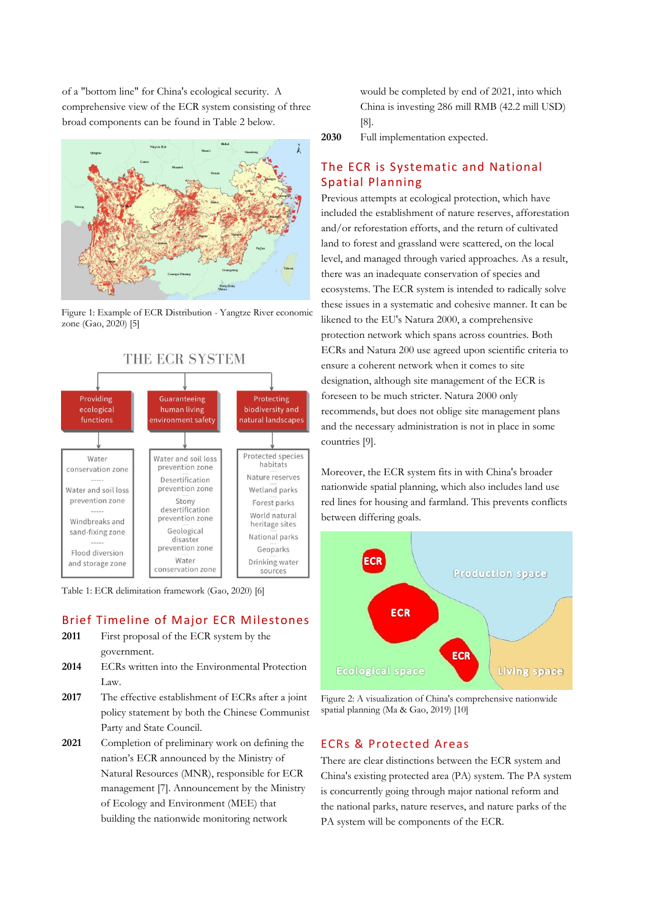of a "bottom line" for China's ecological security. A comprehensive view of the ECR system consisting of three broad components can be found in Table 2 below.

Figure 1: Example of ECR Distribution - Yangtze River economic zone (Gao, 2020) [5]

THE ECR SYSTEM

| Providing ecological functions | Guaranteeing human living environment safety | Protecting biodiversity and natural landscapes |
|---|---|---|
| Water conservation zone<br>-----<br>Water and soil loss prevention zone<br>-----<br>Windbreaks and sand-fixing zone<br>-----<br>Flood diversion and storage zone | Water and soil loss prevention zone<br>Desertification prevention zone<br>Stony desertification prevention zone<br>Geological disaster prevention zone<br>Water conservation zone | Protected species habitats<br>Nature reserves<br>Wetland parks<br>Forest parks<br>World natural heritage sites<br>National parks<br>Geoparks<br>Drinking water sources |

Table 1: ECR delimitation framework (Gao, 2020) [6]

## Brief Timeline of Major ECR Milestones

**2011** First proposal of the ECR system by the government.

**2014** ECRs written into the Environmental Protection Law.

**2017** The effective establishment of ECRs after a joint policy statement by both the Chinese Communist Party and State Council.

**2021** Completion of preliminary work on defining the nation's ECR announced by the Ministry of Natural Resources (MNR), responsible for ECR management [7]. Announcement by the Ministry of Ecology and Environment (MEE) that building the nationwide monitoring network would be completed by end of 2021, into which China is investing 286 mill RMB (42.2 mill USD) [8].

**2030** Full implementation expected.

## The ECR is Systematic and National Spatial Planning

Previous attempts at ecological protection, which have included the establishment of nature reserves, afforestation and/or reforestation efforts, and the return of cultivated land to forest and grassland were scattered, on the local level, and managed through varied approaches. As a result, there was an inadequate conservation of species and ecosystems. The ECR system is intended to radically solve these issues in a systematic and cohesive manner. It can be likened to the EU's Natura 2000, a comprehensive protection network which spans across countries. Both ECRs and Natura 200 use agreed upon scientific criteria to ensure a coherent network when it comes to site designation, although site management of the ECR is foreseen to be much stricter. Natura 2000 only recommends, but does not oblige site management plans and the necessary administration is not in place in some countries [9].

Moreover, the ECR system fits in with China's broader nationwide spatial planning, which also includes land use red lines for housing and farmland. This prevents conflicts between differing goals.

Figure 2: A visualization of China's comprehensive nationwide spatial planning (Ma & Gao, 2019) [10]

## ECRs & Protected Areas

There are clear distinctions between the ECR system and China's existing protected area (PA) system. The PA system is concurrently going through major national reform and the national parks, nature reserves, and nature parks of the PA system will be components of the ECR.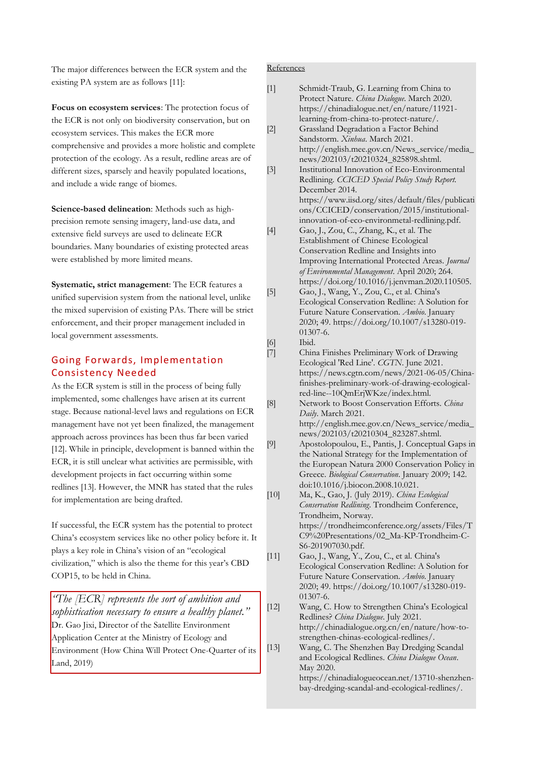The major differences between the ECR system and the existing PA system are as follows [11]:

**Focus on ecosystem services**: The protection focus of the ECR is not only on biodiversity conservation, but on ecosystem services. This makes the ECR more comprehensive and provides a more holistic and complete protection of the ecology. As a result, redline areas are of different sizes, sparsely and heavily populated locations, and include a wide range of biomes.

**Science-based delineation**: Methods such as high-precision remote sensing imagery, land-use data, and extensive field surveys are used to delineate ECR boundaries. Many boundaries of existing protected areas were established by more limited means.

**Systematic, strict management**: The ECR features a unified supervision system from the national level, unlike the mixed supervision of existing PAs. There will be strict enforcement, and their proper management included in local government assessments.

## Going Forwards, Implementation Consistency Needed

As the ECR system is still in the process of being fully implemented, some challenges have arisen at its current stage. Because national-level laws and regulations on ECR management have not yet been finalized, the management approach across provinces has been thus far been varied [12]. While in principle, development is banned within the ECR, it is still unclear what activities are permissible, with development projects in fact occurring within some redlines [13]. However, the MNR has stated that the rules for implementation are being drafted.

If successful, the ECR system has the potential to protect China's ecosystem services like no other policy before it. It plays a key role in China's vision of an "ecological civilization," which is also the theme for this year's CBD COP15, to be held in China.

> *"The [ECR] represents the sort of ambition and sophistication necessary to ensure a healthy planet."*
> Dr. Gao Jixi, Director of the Satellite Environment Application Center at the Ministry of Ecology and Environment (How China Will Protect One-Quarter of its Land, 2019)

References

[1] Schmidt-Traub, G. Learning from China to Protect Nature. *China Dialogue.* March 2020. https://chinadialogue.net/en/nature/11921-learning-from-china-to-protect-nature/.

[2] Grassland Degradation a Factor Behind Sandstorm. *Xinhua*. March 2021. http://english.mee.gov.cn/News_service/media_news/202103/t20210324_825898.shtml.

[3] Institutional Innovation of Eco-Environmental Redlining. *CCICED Special Policy Study Report.* December 2014. https://www.iisd.org/sites/default/files/publications/CCICED/conservation/2015/institutional-innovation-of-eco-environmetal-redlining.pdf.

[4] Gao, J., Zou, C., Zhang, K., et al. The Establishment of Chinese Ecological Conservation Redline and Insights into Improving International Protected Areas. *Journal of Environmental Management*. April 2020; 264. https://doi.org/10.1016/j.jenvman.2020.110505.

[5] Gao, J., Wang, Y., Zou, C., et al. China's Ecological Conservation Redline: A Solution for Future Nature Conservation. *Ambio*. January 2020; 49. https://doi.org/10.1007/s13280-019-01307-6.

[6] Ibid.

[7] China Finishes Preliminary Work of Drawing Ecological 'Red Line'. *CGTN*. June 2021. https://news.cgtn.com/news/2021-06-05/China-finishes-preliminary-work-of-drawing-ecological-red-line--10QmErjWKze/index.html.

[8] Network to Boost Conservation Efforts. *China Daily*. March 2021. http://english.mee.gov.cn/News_service/media_news/202103/t20210304_823287.shtml.

[9] Apostolopoulou, E., Pantis, J. Conceptual Gaps in the National Strategy for the Implementation of the European Natura 2000 Conservation Policy in Greece. *Biological Conservation*. January 2009; 142. doi:10.1016/j.biocon.2008.10.021.

[10] Ma, K., Gao, J. (July 2019). *China Ecological Conservation Redlining*. Trondheim Conference, Trondheim, Norway. https://trondheimconference.org/assets/Files/TC9%20Presentations/02_Ma-KP-Trondheim-C-S6-201907030.pdf.

[11] Gao, J., Wang, Y., Zou, C., et al. China's Ecological Conservation Redline: A Solution for Future Nature Conservation. *Ambio*. January 2020; 49. https://doi.org/10.1007/s13280-019-01307-6.

[12] Wang, C. How to Strengthen China's Ecological Redlines? *China Dialogue*. July 2021. http://chinadialogue.org.cn/en/nature/how-to-strengthen-chinas-ecological-redlines/.

[13] Wang, C. The Shenzhen Bay Dredging Scandal and Ecological Redlines. *China Dialogue Ocean*. May 2020. https://chinadialogueocean.net/13710-shenzhen-bay-dredging-scandal-and-ecological-redlines/.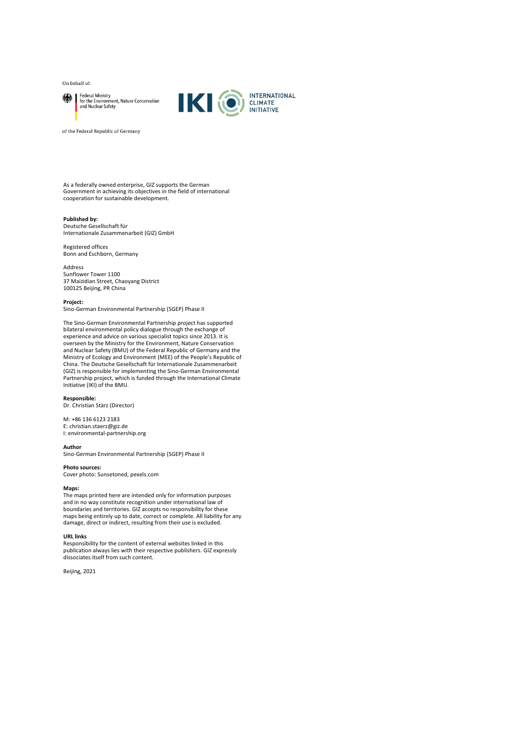On behalf of:

Federal Ministry
for the Environment, Nature Conservation
and Nuclear Safety

of the Federal Republic of Germany

INTERNATIONAL
CLIMATE
INITIATIVE

As a federally owned enterprise, GIZ supports the German Government in achieving its objectives in the field of international cooperation for sustainable development.

**Published by:**
Deutsche Gesellschaft für
Internationale Zusammenarbeit (GIZ) GmbH

Registered offices
Bonn and Eschborn, Germany

Address
Sunflower Tower 1100
37 Maizidian Street, Chaoyang District
100125 Beijing, PR China

**Project:**
Sino-German Environmental Partnership (SGEP) Phase II

The Sino-German Environmental Partnership project has supported bilateral environmental policy dialogue through the exchange of experience and advice on various specialist topics since 2013. It is overseen by the Ministry for the Environment, Nature Conservation and Nuclear Safety (BMU) of the Federal Republic of Germany and the Ministry of Ecology and Environment (MEE) of the People's Republic of China. The Deutsche Gesellschaft für Internationale Zusammenarbeit (GIZ) is responsible for implementing the Sino-German Environmental Partnership project, which is funded through the International Climate Initiative (IKI) of the BMU.

**Responsible:**
Dr. Christian Stärz (Director)

M: +86 136 6123 2183
E: christian.staerz@giz.de
I: environmental-partnership.org

**Author**
Sino-German Environmental Partnership (SGEP) Phase II

**Photo sources:**
Cover photo: Sunsetoned, pexels.com

**Maps:**
The maps printed here are intended only for information purposes and in no way constitute recognition under international law of boundaries and territories. GIZ accepts no responsibility for these maps being entirely up to date, correct or complete. All liability for any damage, direct or indirect, resulting from their use is excluded.

**URL links**
Responsibility for the content of external websites linked in this publication always lies with their respective publishers. GIZ expressly dissociates itself from such content.

Beijing, 2021